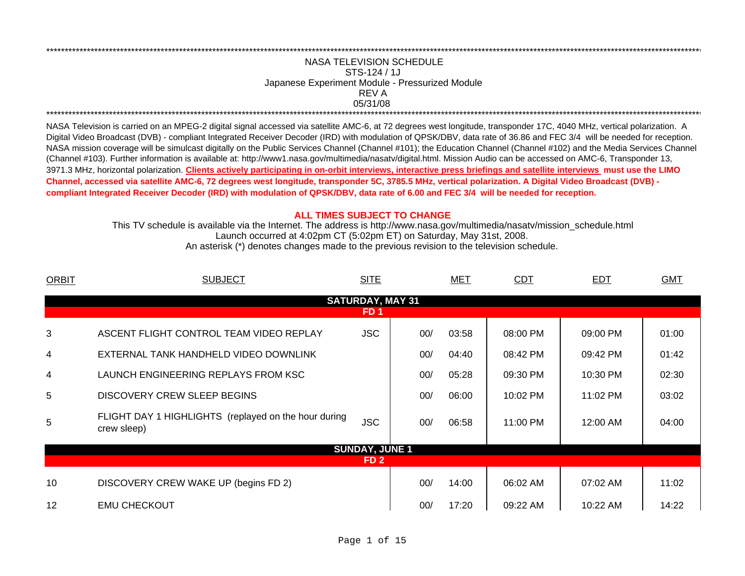NASA TELEVISION SCHEDULE
STS-124 / 1J
Japanese Experiment Module - Pressurized Module
REV A
05/31/08

NASA Television is carried on an MPEG-2 digital signal accessed via satellite AMC-6, at 72 degrees west longitude, transponder 17C, 4040 MHz, vertical polarization. A Digital Video Broadcast (DVB) - compliant Integrated Receiver Decoder (IRD) with modulation of QPSK/DBV, data rate of 36.86 and FEC 3/4 will be needed for reception. NASA mission coverage will be simulcast digitally on the Public Services Channel (Channel #101); the Education Channel (Channel #102) and the Media Services Channel (Channel #103). Further information is available at: http://www1.nasa.gov/multimedia/nasatv/digital.html. Mission Audio can be accessed on AMC-6, Transponder 13, 3971.3 MHz, horizontal polarization. **Clients actively participating in on-orbit interviews, interactive press briefings and satellite interviews must use the LIMO Channel, accessed via satellite AMC-6, 72 degrees west longitude, transponder 5C, 3785.5 MHz, vertical polarization. A Digital Video Broadcast (DVB) - compliant Integrated Receiver Decoder (IRD) with modulation of QPSK/DBV, data rate of 6.00 and FEC 3/4 will be needed for reception.**

**ALL TIMES SUBJECT TO CHANGE**

This TV schedule is available via the Internet. The address is http://www.nasa.gov/multimedia/nasatv/mission_schedule.html
Launch occurred at 4:02pm CT (5:02pm ET) on Saturday, May 31st, 2008.
An asterisk (*) denotes changes made to the previous revision to the television schedule.

| ORBIT | SUBJECT | SITE | MET | CDT | EDT | GMT |
|---|---|---|---|---|---|---|
| | **SATURDAY, MAY 31** | | | | | |
| | **FD 1** | | | | | |
| 3 | ASCENT FLIGHT CONTROL TEAM VIDEO REPLAY | JSC | 00/ 03:58 | 08:00 PM | 09:00 PM | 01:00 |
| 4 | EXTERNAL TANK HANDHELD VIDEO DOWNLINK | | 00/ 04:40 | 08:42 PM | 09:42 PM | 01:42 |
| 4 | LAUNCH ENGINEERING REPLAYS FROM KSC | | 00/ 05:28 | 09:30 PM | 10:30 PM | 02:30 |
| 5 | DISCOVERY CREW SLEEP BEGINS | | 00/ 06:00 | 10:02 PM | 11:02 PM | 03:02 |
| 5 | FLIGHT DAY 1 HIGHLIGHTS (replayed on the hour during crew sleep) | JSC | 00/ 06:58 | 11:00 PM | 12:00 AM | 04:00 |
| | **SUNDAY, JUNE 1** | | | | | |
| | **FD 2** | | | | | |
| 10 | DISCOVERY CREW WAKE UP (begins FD 2) | | 00/ 14:00 | 06:02 AM | 07:02 AM | 11:02 |
| 12 | EMU CHECKOUT | | 00/ 17:20 | 09:22 AM | 10:22 AM | 14:22 |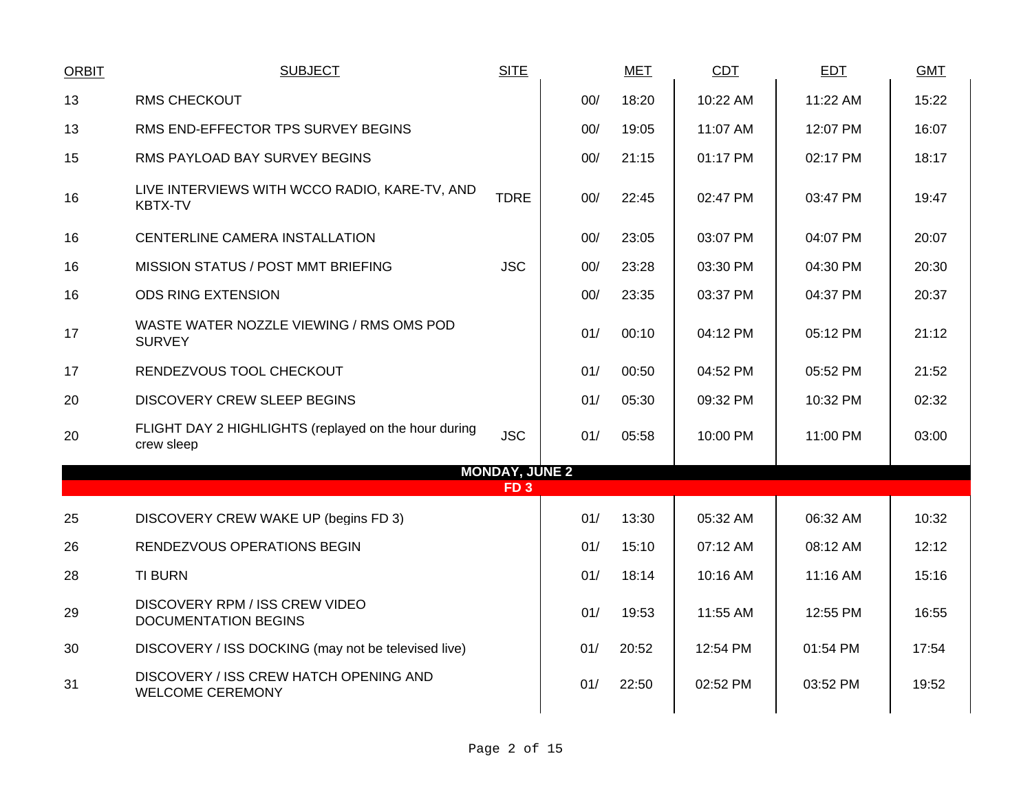| ORBIT | SUBJECT | SITE | | MET | CDT | EDT | GMT |
|---|---|---|---|---|---|---|---|
| 13 | RMS CHECKOUT | | 00/ | 18:20 | 10:22 AM | 11:22 AM | 15:22 |
| 13 | RMS END-EFFECTOR TPS SURVEY BEGINS | | 00/ | 19:05 | 11:07 AM | 12:07 PM | 16:07 |
| 15 | RMS PAYLOAD BAY SURVEY BEGINS | | 00/ | 21:15 | 01:17 PM | 02:17 PM | 18:17 |
| 16 | LIVE INTERVIEWS WITH WCCO RADIO, KARE-TV, AND KBTX-TV | TDRE | 00/ | 22:45 | 02:47 PM | 03:47 PM | 19:47 |
| 16 | CENTERLINE CAMERA INSTALLATION | | 00/ | 23:05 | 03:07 PM | 04:07 PM | 20:07 |
| 16 | MISSION STATUS / POST MMT BRIEFING | JSC | 00/ | 23:28 | 03:30 PM | 04:30 PM | 20:30 |
| 16 | ODS RING EXTENSION | | 00/ | 23:35 | 03:37 PM | 04:37 PM | 20:37 |
| 17 | WASTE WATER NOZZLE VIEWING / RMS OMS POD SURVEY | | 01/ | 00:10 | 04:12 PM | 05:12 PM | 21:12 |
| 17 | RENDEZVOUS TOOL CHECKOUT | | 01/ | 00:50 | 04:52 PM | 05:52 PM | 21:52 |
| 20 | DISCOVERY CREW SLEEP BEGINS | | 01/ | 05:30 | 09:32 PM | 10:32 PM | 02:32 |
| 20 | FLIGHT DAY 2 HIGHLIGHTS (replayed on the hour during crew sleep | JSC | 01/ | 05:58 | 10:00 PM | 11:00 PM | 03:00 |
| | **MONDAY, JUNE 2** | | | | | | |
| | **FD 3** | | | | | | |
| 25 | DISCOVERY CREW WAKE UP (begins FD 3) | | 01/ | 13:30 | 05:32 AM | 06:32 AM | 10:32 |
| 26 | RENDEZVOUS OPERATIONS BEGIN | | 01/ | 15:10 | 07:12 AM | 08:12 AM | 12:12 |
| 28 | TI BURN | | 01/ | 18:14 | 10:16 AM | 11:16 AM | 15:16 |
| 29 | DISCOVERY RPM / ISS CREW VIDEO DOCUMENTATION BEGINS | | 01/ | 19:53 | 11:55 AM | 12:55 PM | 16:55 |
| 30 | DISCOVERY / ISS DOCKING (may not be televised live) | | 01/ | 20:52 | 12:54 PM | 01:54 PM | 17:54 |
| 31 | DISCOVERY / ISS CREW HATCH OPENING AND WELCOME CEREMONY | | 01/ | 22:50 | 02:52 PM | 03:52 PM | 19:52 |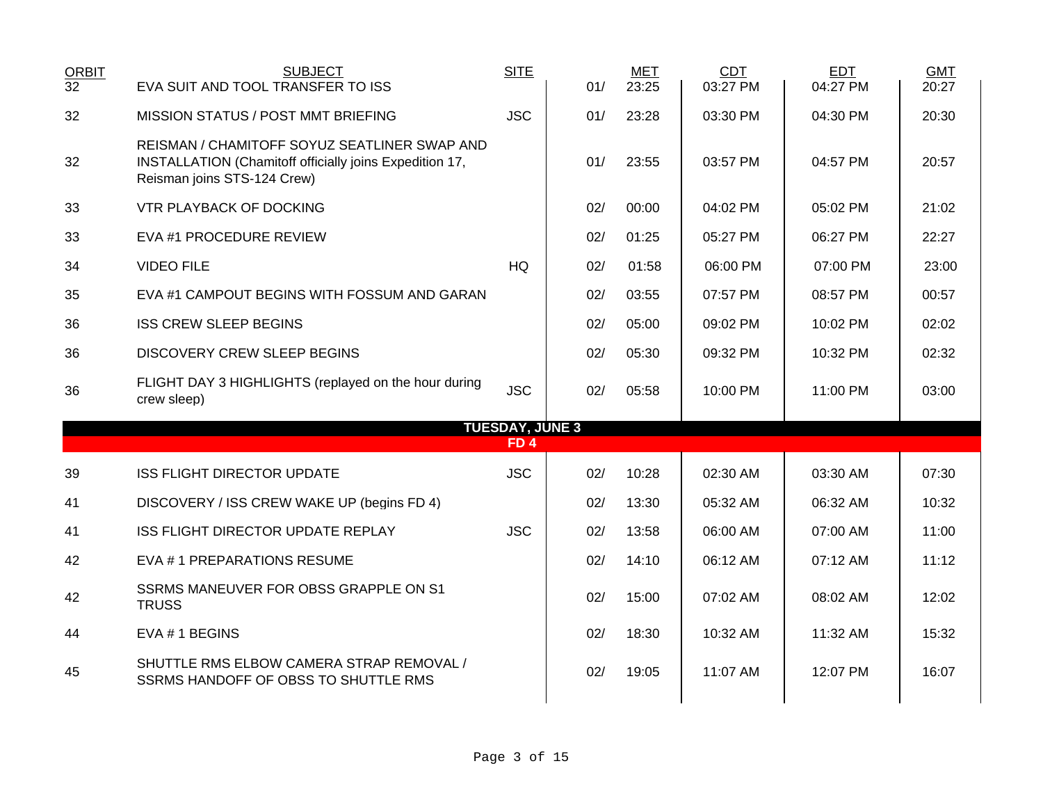| ORBIT | SUBJECT | SITE | | MET | CDT | EDT | GMT |
|---|---|---|---|---|---|---|---|
| 32 | EVA SUIT AND TOOL TRANSFER TO ISS | | 01/ | 23:25 | 03:27 PM | 04:27 PM | 20:27 |
| 32 | MISSION STATUS / POST MMT BRIEFING | JSC | 01/ | 23:28 | 03:30 PM | 04:30 PM | 20:30 |
| 32 | REISMAN / CHAMITOFF SOYUZ SEATLINER SWAP AND INSTALLATION (Chamitoff officially joins Expedition 17, Reisman joins STS-124 Crew) | | 01/ | 23:55 | 03:57 PM | 04:57 PM | 20:57 |
| 33 | VTR PLAYBACK OF DOCKING | | 02/ | 00:00 | 04:02 PM | 05:02 PM | 21:02 |
| 33 | EVA #1 PROCEDURE REVIEW | | 02/ | 01:25 | 05:27 PM | 06:27 PM | 22:27 |
| 34 | VIDEO FILE | HQ | 02/ | 01:58 | 06:00 PM | 07:00 PM | 23:00 |
| 35 | EVA #1 CAMPOUT BEGINS WITH FOSSUM AND GARAN | | 02/ | 03:55 | 07:57 PM | 08:57 PM | 00:57 |
| 36 | ISS CREW SLEEP BEGINS | | 02/ | 05:00 | 09:02 PM | 10:02 PM | 02:02 |
| 36 | DISCOVERY CREW SLEEP BEGINS | | 02/ | 05:30 | 09:32 PM | 10:32 PM | 02:32 |
| 36 | FLIGHT DAY 3 HIGHLIGHTS (replayed on the hour during crew sleep) | JSC | 02/ | 05:58 | 10:00 PM | 11:00 PM | 03:00 |
| | **TUESDAY, JUNE 3** | | | | | | |
| | **FD 4** | | | | | | |
| 39 | ISS FLIGHT DIRECTOR UPDATE | JSC | 02/ | 10:28 | 02:30 AM | 03:30 AM | 07:30 |
| 41 | DISCOVERY / ISS CREW WAKE UP (begins FD 4) | | 02/ | 13:30 | 05:32 AM | 06:32 AM | 10:32 |
| 41 | ISS FLIGHT DIRECTOR UPDATE REPLAY | JSC | 02/ | 13:58 | 06:00 AM | 07:00 AM | 11:00 |
| 42 | EVA # 1 PREPARATIONS RESUME | | 02/ | 14:10 | 06:12 AM | 07:12 AM | 11:12 |
| 42 | SSRMS MANEUVER FOR OBSS GRAPPLE ON S1 TRUSS | | 02/ | 15:00 | 07:02 AM | 08:02 AM | 12:02 |
| 44 | EVA # 1 BEGINS | | 02/ | 18:30 | 10:32 AM | 11:32 AM | 15:32 |
| 45 | SHUTTLE RMS ELBOW CAMERA STRAP REMOVAL / SSRMS HANDOFF OF OBSS TO SHUTTLE RMS | | 02/ | 19:05 | 11:07 AM | 12:07 PM | 16:07 |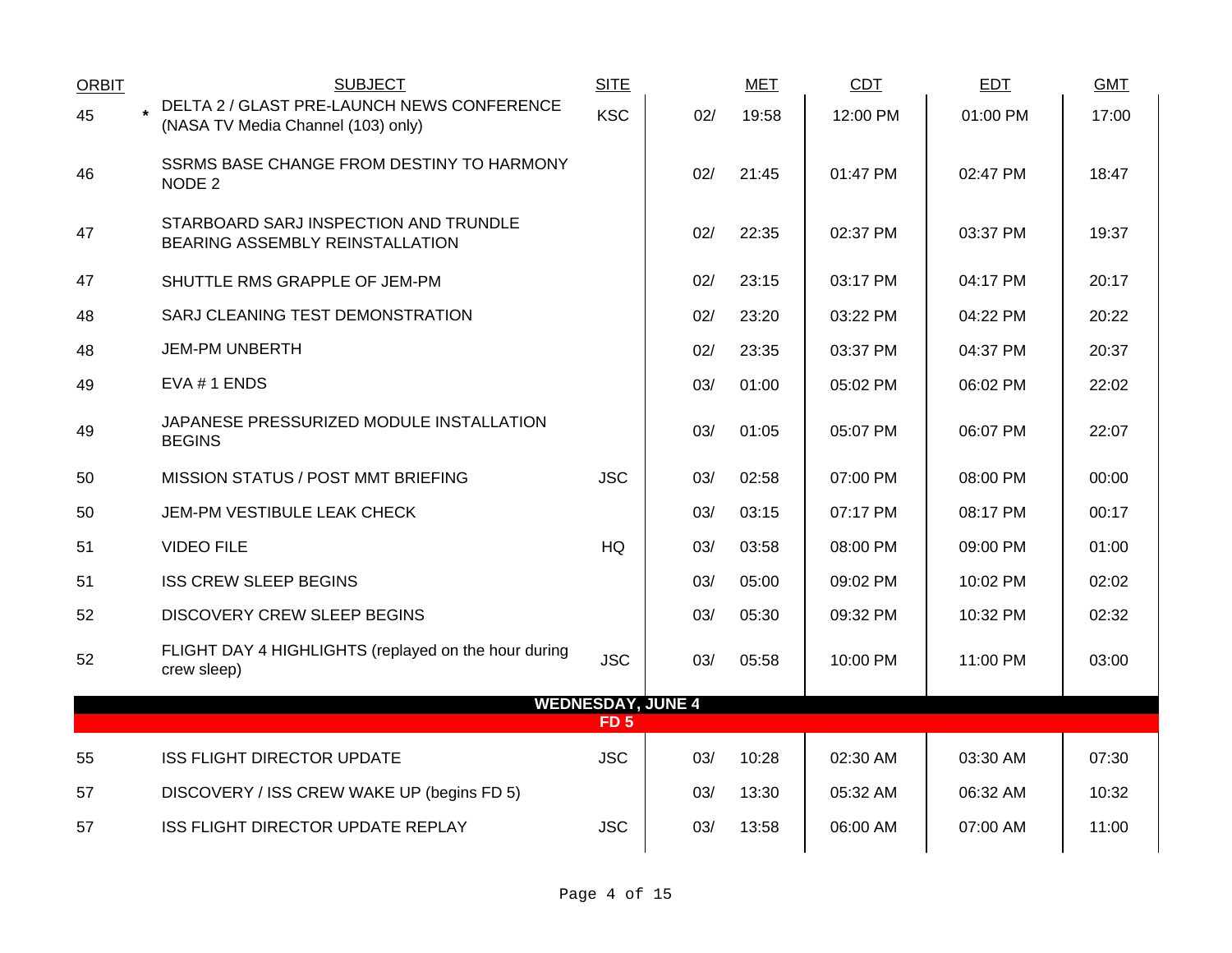| ORBIT | | SUBJECT | SITE | | MET | CDT | EDT | GMT |
|---|---|---|---|---|---|---|---|---|
| 45 | * | DELTA 2 / GLAST PRE-LAUNCH NEWS CONFERENCE (NASA TV Media Channel (103) only) | KSC | 02/ | 19:58 | 12:00 PM | 01:00 PM | 17:00 |
| 46 | | SSRMS BASE CHANGE FROM DESTINY TO HARMONY NODE 2 | | 02/ | 21:45 | 01:47 PM | 02:47 PM | 18:47 |
| 47 | | STARBOARD SARJ INSPECTION AND TRUNDLE BEARING ASSEMBLY REINSTALLATION | | 02/ | 22:35 | 02:37 PM | 03:37 PM | 19:37 |
| 47 | | SHUTTLE RMS GRAPPLE OF JEM-PM | | 02/ | 23:15 | 03:17 PM | 04:17 PM | 20:17 |
| 48 | | SARJ CLEANING TEST DEMONSTRATION | | 02/ | 23:20 | 03:22 PM | 04:22 PM | 20:22 |
| 48 | | JEM-PM UNBERTH | | 02/ | 23:35 | 03:37 PM | 04:37 PM | 20:37 |
| 49 | | EVA # 1 ENDS | | 03/ | 01:00 | 05:02 PM | 06:02 PM | 22:02 |
| 49 | | JAPANESE PRESSURIZED MODULE INSTALLATION BEGINS | | 03/ | 01:05 | 05:07 PM | 06:07 PM | 22:07 |
| 50 | | MISSION STATUS / POST MMT BRIEFING | JSC | 03/ | 02:58 | 07:00 PM | 08:00 PM | 00:00 |
| 50 | | JEM-PM VESTIBULE LEAK CHECK | | 03/ | 03:15 | 07:17 PM | 08:17 PM | 00:17 |
| 51 | | VIDEO FILE | HQ | 03/ | 03:58 | 08:00 PM | 09:00 PM | 01:00 |
| 51 | | ISS CREW SLEEP BEGINS | | 03/ | 05:00 | 09:02 PM | 10:02 PM | 02:02 |
| 52 | | DISCOVERY CREW SLEEP BEGINS | | 03/ | 05:30 | 09:32 PM | 10:32 PM | 02:32 |
| 52 | | FLIGHT DAY 4 HIGHLIGHTS (replayed on the hour during crew sleep) | JSC | 03/ | 05:58 | 10:00 PM | 11:00 PM | 03:00 |
| | | **WEDNESDAY, JUNE 4** | | | | | | |
| | | **FD 5** | | | | | | |
| 55 | | ISS FLIGHT DIRECTOR UPDATE | JSC | 03/ | 10:28 | 02:30 AM | 03:30 AM | 07:30 |
| 57 | | DISCOVERY / ISS CREW WAKE UP (begins FD 5) | | 03/ | 13:30 | 05:32 AM | 06:32 AM | 10:32 |
| 57 | | ISS FLIGHT DIRECTOR UPDATE REPLAY | JSC | 03/ | 13:58 | 06:00 AM | 07:00 AM | 11:00 |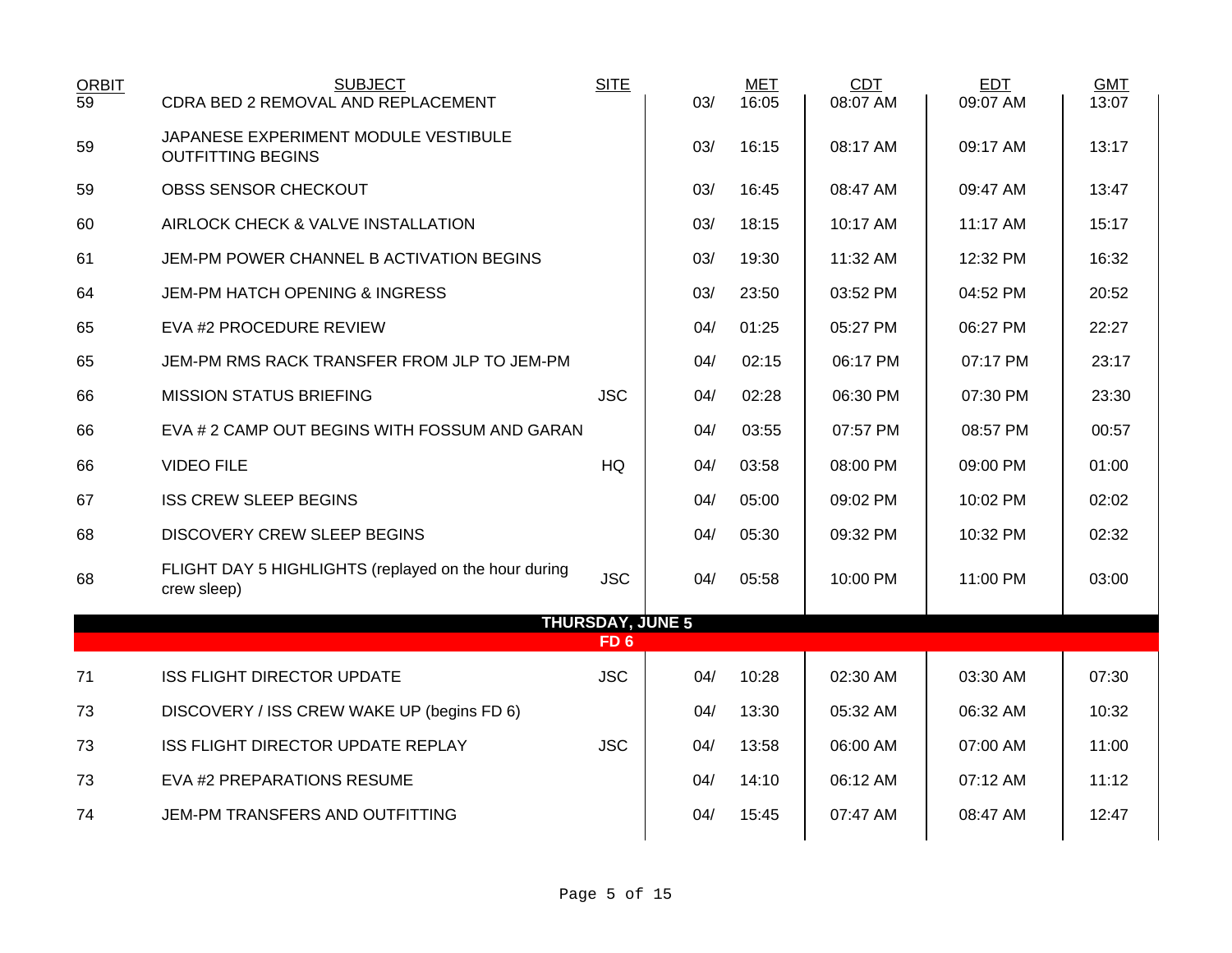| ORBIT | SUBJECT | SITE | | MET | CDT | EDT | GMT |
|---|---|---|---|---|---|---|---|
| 59 | CDRA BED 2 REMOVAL AND REPLACEMENT | | 03/ | 16:05 | 08:07 AM | 09:07 AM | 13:07 |
| 59 | JAPANESE EXPERIMENT MODULE VESTIBULE OUTFITTING BEGINS | | 03/ | 16:15 | 08:17 AM | 09:17 AM | 13:17 |
| 59 | OBSS SENSOR CHECKOUT | | 03/ | 16:45 | 08:47 AM | 09:47 AM | 13:47 |
| 60 | AIRLOCK CHECK & VALVE INSTALLATION | | 03/ | 18:15 | 10:17 AM | 11:17 AM | 15:17 |
| 61 | JEM-PM POWER CHANNEL B ACTIVATION BEGINS | | 03/ | 19:30 | 11:32 AM | 12:32 PM | 16:32 |
| 64 | JEM-PM HATCH OPENING & INGRESS | | 03/ | 23:50 | 03:52 PM | 04:52 PM | 20:52 |
| 65 | EVA #2 PROCEDURE REVIEW | | 04/ | 01:25 | 05:27 PM | 06:27 PM | 22:27 |
| 65 | JEM-PM RMS RACK TRANSFER FROM JLP TO JEM-PM | | 04/ | 02:15 | 06:17 PM | 07:17 PM | 23:17 |
| 66 | MISSION STATUS BRIEFING | JSC | 04/ | 02:28 | 06:30 PM | 07:30 PM | 23:30 |
| 66 | EVA # 2 CAMP OUT BEGINS WITH FOSSUM AND GARAN | | 04/ | 03:55 | 07:57 PM | 08:57 PM | 00:57 |
| 66 | VIDEO FILE | HQ | 04/ | 03:58 | 08:00 PM | 09:00 PM | 01:00 |
| 67 | ISS CREW SLEEP BEGINS | | 04/ | 05:00 | 09:02 PM | 10:02 PM | 02:02 |
| 68 | DISCOVERY CREW SLEEP BEGINS | | 04/ | 05:30 | 09:32 PM | 10:32 PM | 02:32 |
| 68 | FLIGHT DAY 5 HIGHLIGHTS (replayed on the hour during crew sleep) | JSC | 04/ | 05:58 | 10:00 PM | 11:00 PM | 03:00 |
| | **THURSDAY, JUNE 5** | | | | | | |
| | **FD 6** | | | | | | |
| 71 | ISS FLIGHT DIRECTOR UPDATE | JSC | 04/ | 10:28 | 02:30 AM | 03:30 AM | 07:30 |
| 73 | DISCOVERY / ISS CREW WAKE UP (begins FD 6) | | 04/ | 13:30 | 05:32 AM | 06:32 AM | 10:32 |
| 73 | ISS FLIGHT DIRECTOR UPDATE REPLAY | JSC | 04/ | 13:58 | 06:00 AM | 07:00 AM | 11:00 |
| 73 | EVA #2 PREPARATIONS RESUME | | 04/ | 14:10 | 06:12 AM | 07:12 AM | 11:12 |
| 74 | JEM-PM TRANSFERS AND OUTFITTING | | 04/ | 15:45 | 07:47 AM | 08:47 AM | 12:47 |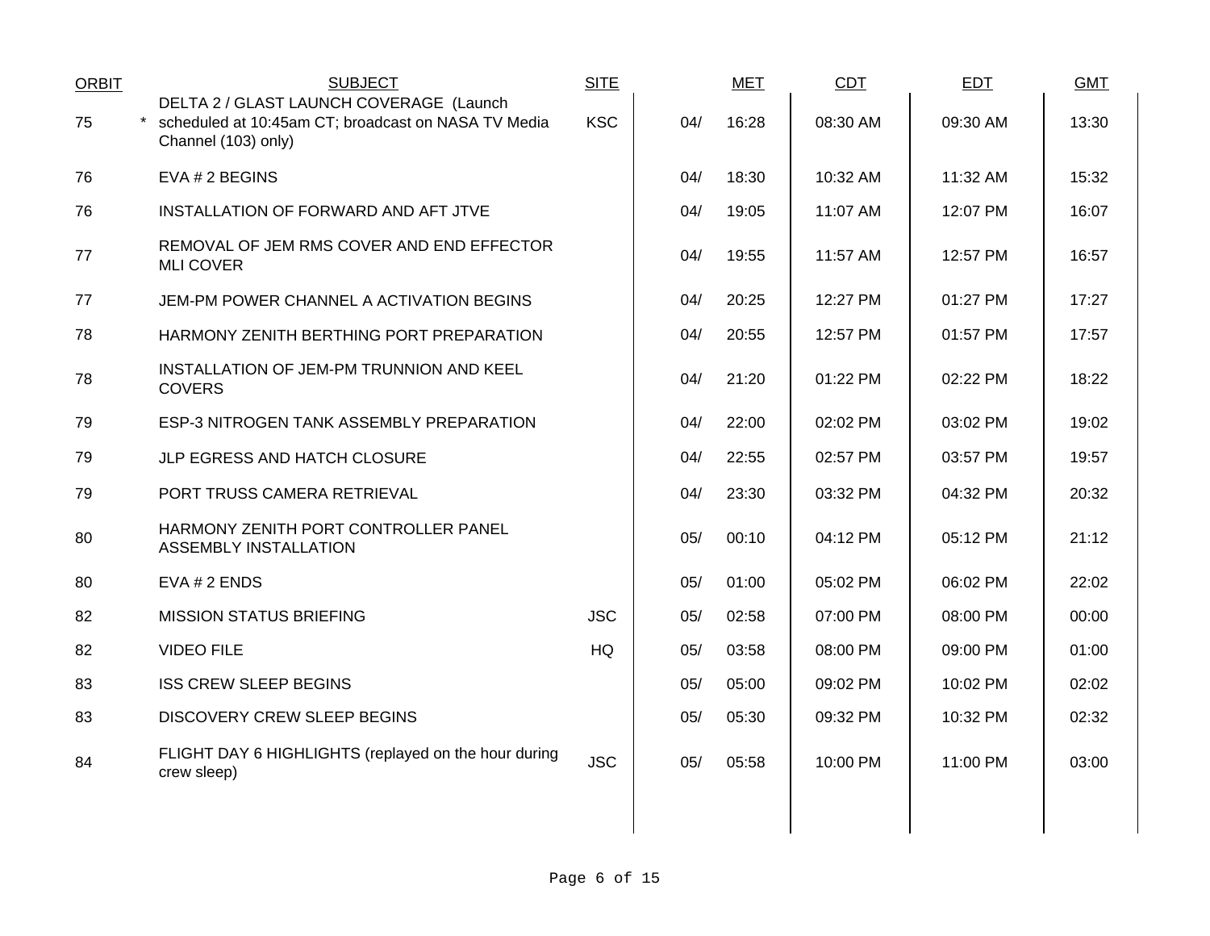| ORBIT | SUBJECT | SITE | MET | | CDT | EDT | GMT |
|---|---|---|---|---|---|---|---|
| 75 | * DELTA 2 / GLAST LAUNCH COVERAGE (Launch scheduled at 10:45am CT; broadcast on NASA TV Media Channel (103) only) | KSC | 04/ | 16:28 | 08:30 AM | 09:30 AM | 13:30 |
| 76 | EVA # 2 BEGINS | | 04/ | 18:30 | 10:32 AM | 11:32 AM | 15:32 |
| 76 | INSTALLATION OF FORWARD AND AFT JTVE | | 04/ | 19:05 | 11:07 AM | 12:07 PM | 16:07 |
| 77 | REMOVAL OF JEM RMS COVER AND END EFFECTOR MLI COVER | | 04/ | 19:55 | 11:57 AM | 12:57 PM | 16:57 |
| 77 | JEM-PM POWER CHANNEL A ACTIVATION BEGINS | | 04/ | 20:25 | 12:27 PM | 01:27 PM | 17:27 |
| 78 | HARMONY ZENITH BERTHING PORT PREPARATION | | 04/ | 20:55 | 12:57 PM | 01:57 PM | 17:57 |
| 78 | INSTALLATION OF JEM-PM TRUNNION AND KEEL COVERS | | 04/ | 21:20 | 01:22 PM | 02:22 PM | 18:22 |
| 79 | ESP-3 NITROGEN TANK ASSEMBLY PREPARATION | | 04/ | 22:00 | 02:02 PM | 03:02 PM | 19:02 |
| 79 | JLP EGRESS AND HATCH CLOSURE | | 04/ | 22:55 | 02:57 PM | 03:57 PM | 19:57 |
| 79 | PORT TRUSS CAMERA RETRIEVAL | | 04/ | 23:30 | 03:32 PM | 04:32 PM | 20:32 |
| 80 | HARMONY ZENITH PORT CONTROLLER PANEL ASSEMBLY INSTALLATION | | 05/ | 00:10 | 04:12 PM | 05:12 PM | 21:12 |
| 80 | EVA # 2 ENDS | | 05/ | 01:00 | 05:02 PM | 06:02 PM | 22:02 |
| 82 | MISSION STATUS BRIEFING | JSC | 05/ | 02:58 | 07:00 PM | 08:00 PM | 00:00 |
| 82 | VIDEO FILE | HQ | 05/ | 03:58 | 08:00 PM | 09:00 PM | 01:00 |
| 83 | ISS CREW SLEEP BEGINS | | 05/ | 05:00 | 09:02 PM | 10:02 PM | 02:02 |
| 83 | DISCOVERY CREW SLEEP BEGINS | | 05/ | 05:30 | 09:32 PM | 10:32 PM | 02:32 |
| 84 | FLIGHT DAY 6 HIGHLIGHTS (replayed on the hour during crew sleep) | JSC | 05/ | 05:58 | 10:00 PM | 11:00 PM | 03:00 |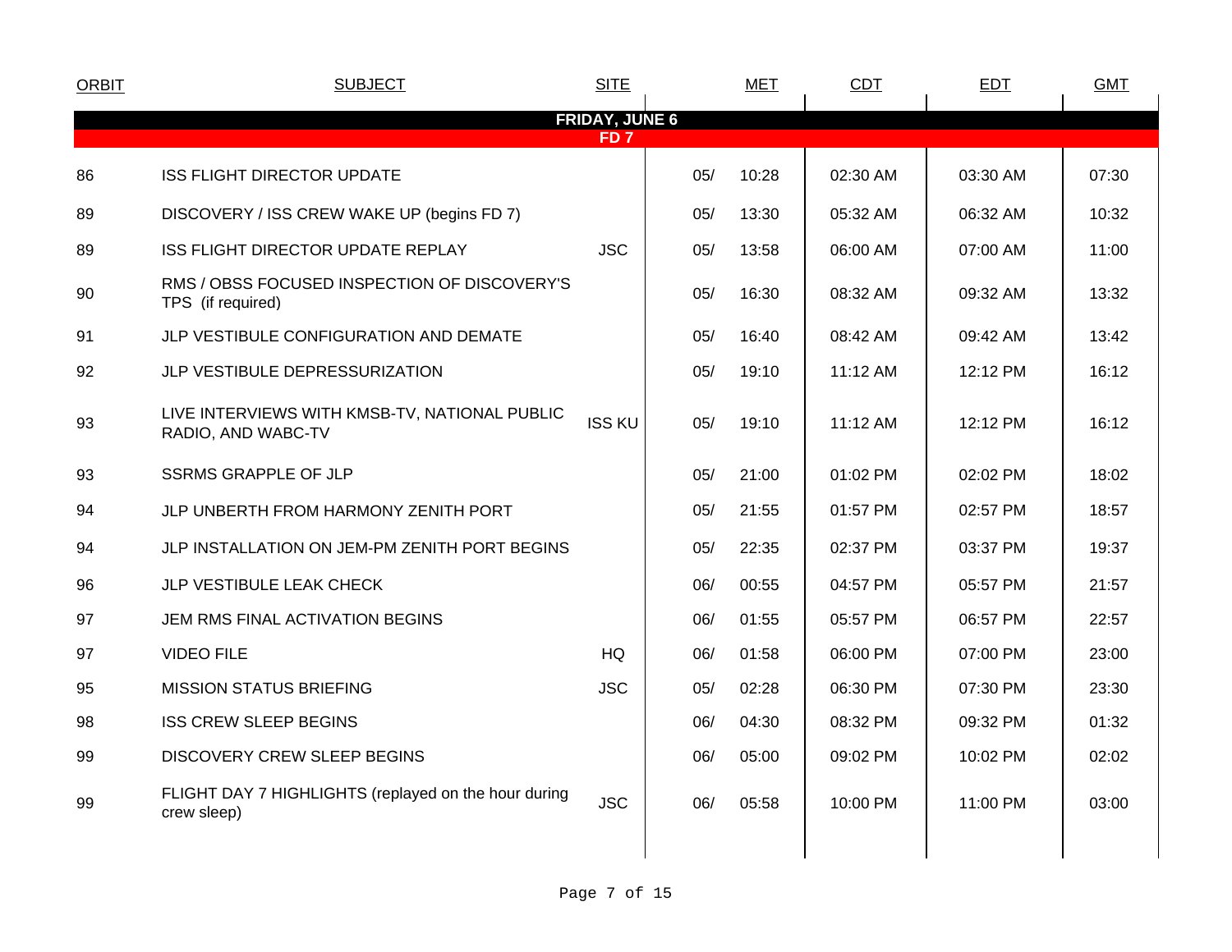| ORBIT | SUBJECT | SITE | MET | | CDT | EDT | GMT |
|---|---|---|---|---|---|---|---|
| | **FRIDAY, JUNE 6** | | | | | | |
| | **FD 7** | | | | | | |
| 86 | ISS FLIGHT DIRECTOR UPDATE | | 05/ | 10:28 | 02:30 AM | 03:30 AM | 07:30 |
| 89 | DISCOVERY / ISS CREW WAKE UP (begins FD 7) | | 05/ | 13:30 | 05:32 AM | 06:32 AM | 10:32 |
| 89 | ISS FLIGHT DIRECTOR UPDATE REPLAY | JSC | 05/ | 13:58 | 06:00 AM | 07:00 AM | 11:00 |
| 90 | RMS / OBSS FOCUSED INSPECTION OF DISCOVERY'S TPS (if required) | | 05/ | 16:30 | 08:32 AM | 09:32 AM | 13:32 |
| 91 | JLP VESTIBULE CONFIGURATION AND DEMATE | | 05/ | 16:40 | 08:42 AM | 09:42 AM | 13:42 |
| 92 | JLP VESTIBULE DEPRESSURIZATION | | 05/ | 19:10 | 11:12 AM | 12:12 PM | 16:12 |
| 93 | LIVE INTERVIEWS WITH KMSB-TV, NATIONAL PUBLIC RADIO, AND WABC-TV | ISS KU | 05/ | 19:10 | 11:12 AM | 12:12 PM | 16:12 |
| 93 | SSRMS GRAPPLE OF JLP | | 05/ | 21:00 | 01:02 PM | 02:02 PM | 18:02 |
| 94 | JLP UNBERTH FROM HARMONY ZENITH PORT | | 05/ | 21:55 | 01:57 PM | 02:57 PM | 18:57 |
| 94 | JLP INSTALLATION ON JEM-PM ZENITH PORT BEGINS | | 05/ | 22:35 | 02:37 PM | 03:37 PM | 19:37 |
| 96 | JLP VESTIBULE LEAK CHECK | | 06/ | 00:55 | 04:57 PM | 05:57 PM | 21:57 |
| 97 | JEM RMS FINAL ACTIVATION BEGINS | | 06/ | 01:55 | 05:57 PM | 06:57 PM | 22:57 |
| 97 | VIDEO FILE | HQ | 06/ | 01:58 | 06:00 PM | 07:00 PM | 23:00 |
| 95 | MISSION STATUS BRIEFING | JSC | 05/ | 02:28 | 06:30 PM | 07:30 PM | 23:30 |
| 98 | ISS CREW SLEEP BEGINS | | 06/ | 04:30 | 08:32 PM | 09:32 PM | 01:32 |
| 99 | DISCOVERY CREW SLEEP BEGINS | | 06/ | 05:00 | 09:02 PM | 10:02 PM | 02:02 |
| 99 | FLIGHT DAY 7 HIGHLIGHTS (replayed on the hour during crew sleep) | JSC | 06/ | 05:58 | 10:00 PM | 11:00 PM | 03:00 |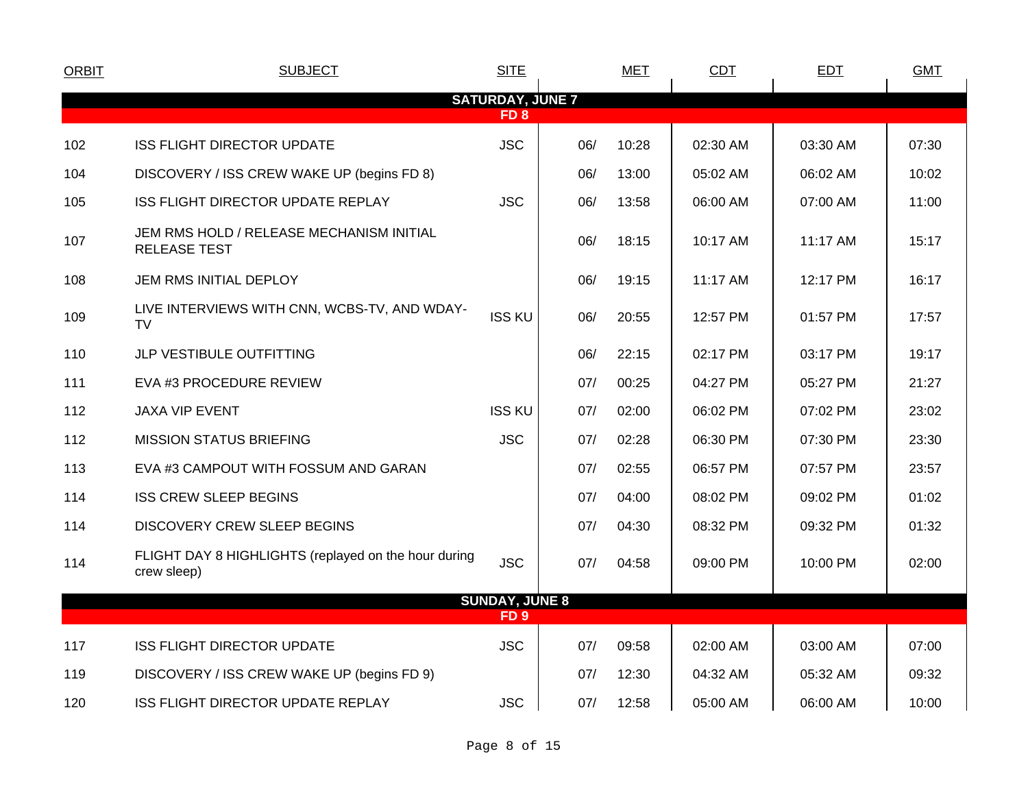| ORBIT | SUBJECT | SITE | MET | | CDT | EDT | GMT |
|---|---|---|---|---|---|---|---|
| **SATURDAY, JUNE 7** | | | | | | | |
| **FD 8** | | | | | | | |
| 102 | ISS FLIGHT DIRECTOR UPDATE | JSC | 06/ | 10:28 | 02:30 AM | 03:30 AM | 07:30 |
| 104 | DISCOVERY / ISS CREW WAKE UP (begins FD 8) | | 06/ | 13:00 | 05:02 AM | 06:02 AM | 10:02 |
| 105 | ISS FLIGHT DIRECTOR UPDATE REPLAY | JSC | 06/ | 13:58 | 06:00 AM | 07:00 AM | 11:00 |
| 107 | JEM RMS HOLD / RELEASE MECHANISM INITIAL RELEASE TEST | | 06/ | 18:15 | 10:17 AM | 11:17 AM | 15:17 |
| 108 | JEM RMS INITIAL DEPLOY | | 06/ | 19:15 | 11:17 AM | 12:17 PM | 16:17 |
| 109 | LIVE INTERVIEWS WITH CNN, WCBS-TV, AND WDAY-TV | ISS KU | 06/ | 20:55 | 12:57 PM | 01:57 PM | 17:57 |
| 110 | JLP VESTIBULE OUTFITTING | | 06/ | 22:15 | 02:17 PM | 03:17 PM | 19:17 |
| 111 | EVA #3 PROCEDURE REVIEW | | 07/ | 00:25 | 04:27 PM | 05:27 PM | 21:27 |
| 112 | JAXA VIP EVENT | ISS KU | 07/ | 02:00 | 06:02 PM | 07:02 PM | 23:02 |
| 112 | MISSION STATUS BRIEFING | JSC | 07/ | 02:28 | 06:30 PM | 07:30 PM | 23:30 |
| 113 | EVA #3 CAMPOUT WITH FOSSUM AND GARAN | | 07/ | 02:55 | 06:57 PM | 07:57 PM | 23:57 |
| 114 | ISS CREW SLEEP BEGINS | | 07/ | 04:00 | 08:02 PM | 09:02 PM | 01:02 |
| 114 | DISCOVERY CREW SLEEP BEGINS | | 07/ | 04:30 | 08:32 PM | 09:32 PM | 01:32 |
| 114 | FLIGHT DAY 8 HIGHLIGHTS (replayed on the hour during crew sleep) | JSC | 07/ | 04:58 | 09:00 PM | 10:00 PM | 02:00 |
| **SUNDAY, JUNE 8** | | | | | | | |
| **FD 9** | | | | | | | |
| 117 | ISS FLIGHT DIRECTOR UPDATE | JSC | 07/ | 09:58 | 02:00 AM | 03:00 AM | 07:00 |
| 119 | DISCOVERY / ISS CREW WAKE UP (begins FD 9) | | 07/ | 12:30 | 04:32 AM | 05:32 AM | 09:32 |
| 120 | ISS FLIGHT DIRECTOR UPDATE REPLAY | JSC | 07/ | 12:58 | 05:00 AM | 06:00 AM | 10:00 |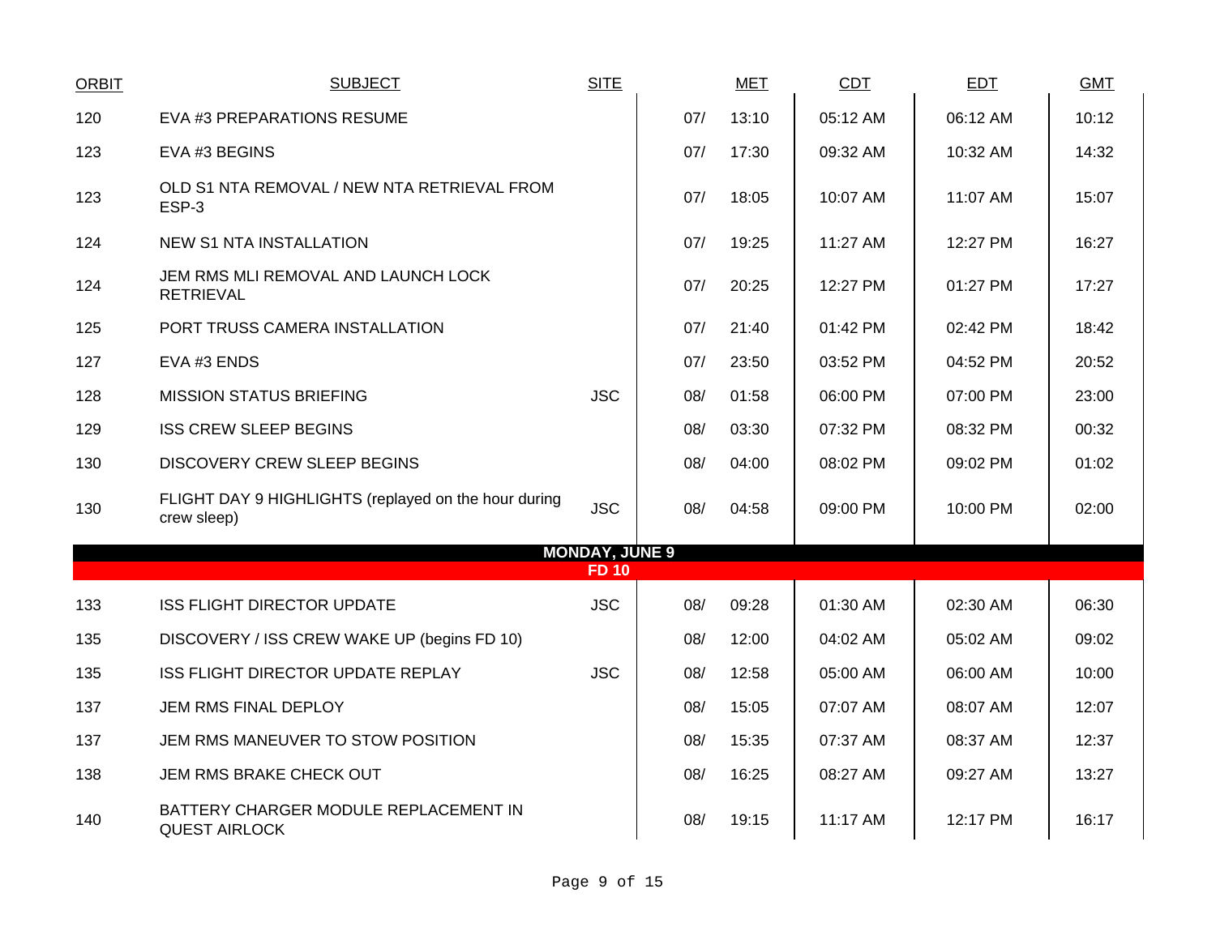| ORBIT | SUBJECT | SITE | MET | | CDT | EDT | GMT |
|---|---|---|---|---|---|---|---|
| 120 | EVA #3 PREPARATIONS RESUME | | 07/ | 13:10 | 05:12 AM | 06:12 AM | 10:12 |
| 123 | EVA #3 BEGINS | | 07/ | 17:30 | 09:32 AM | 10:32 AM | 14:32 |
| 123 | OLD S1 NTA REMOVAL / NEW NTA RETRIEVAL FROM ESP-3 | | 07/ | 18:05 | 10:07 AM | 11:07 AM | 15:07 |
| 124 | NEW S1 NTA INSTALLATION | | 07/ | 19:25 | 11:27 AM | 12:27 PM | 16:27 |
| 124 | JEM RMS MLI REMOVAL AND LAUNCH LOCK RETRIEVAL | | 07/ | 20:25 | 12:27 PM | 01:27 PM | 17:27 |
| 125 | PORT TRUSS CAMERA INSTALLATION | | 07/ | 21:40 | 01:42 PM | 02:42 PM | 18:42 |
| 127 | EVA #3 ENDS | | 07/ | 23:50 | 03:52 PM | 04:52 PM | 20:52 |
| 128 | MISSION STATUS BRIEFING | JSC | 08/ | 01:58 | 06:00 PM | 07:00 PM | 23:00 |
| 129 | ISS CREW SLEEP BEGINS | | 08/ | 03:30 | 07:32 PM | 08:32 PM | 00:32 |
| 130 | DISCOVERY CREW SLEEP BEGINS | | 08/ | 04:00 | 08:02 PM | 09:02 PM | 01:02 |
| 130 | FLIGHT DAY 9 HIGHLIGHTS (replayed on the hour during crew sleep) | JSC | 08/ | 04:58 | 09:00 PM | 10:00 PM | 02:00 |
| | **MONDAY, JUNE 9** | | | | | | |
| | **FD 10** | | | | | | |
| 133 | ISS FLIGHT DIRECTOR UPDATE | JSC | 08/ | 09:28 | 01:30 AM | 02:30 AM | 06:30 |
| 135 | DISCOVERY / ISS CREW WAKE UP (begins FD 10) | | 08/ | 12:00 | 04:02 AM | 05:02 AM | 09:02 |
| 135 | ISS FLIGHT DIRECTOR UPDATE REPLAY | JSC | 08/ | 12:58 | 05:00 AM | 06:00 AM | 10:00 |
| 137 | JEM RMS FINAL DEPLOY | | 08/ | 15:05 | 07:07 AM | 08:07 AM | 12:07 |
| 137 | JEM RMS MANEUVER TO STOW POSITION | | 08/ | 15:35 | 07:37 AM | 08:37 AM | 12:37 |
| 138 | JEM RMS BRAKE CHECK OUT | | 08/ | 16:25 | 08:27 AM | 09:27 AM | 13:27 |
| 140 | BATTERY CHARGER MODULE REPLACEMENT IN QUEST AIRLOCK | | 08/ | 19:15 | 11:17 AM | 12:17 PM | 16:17 |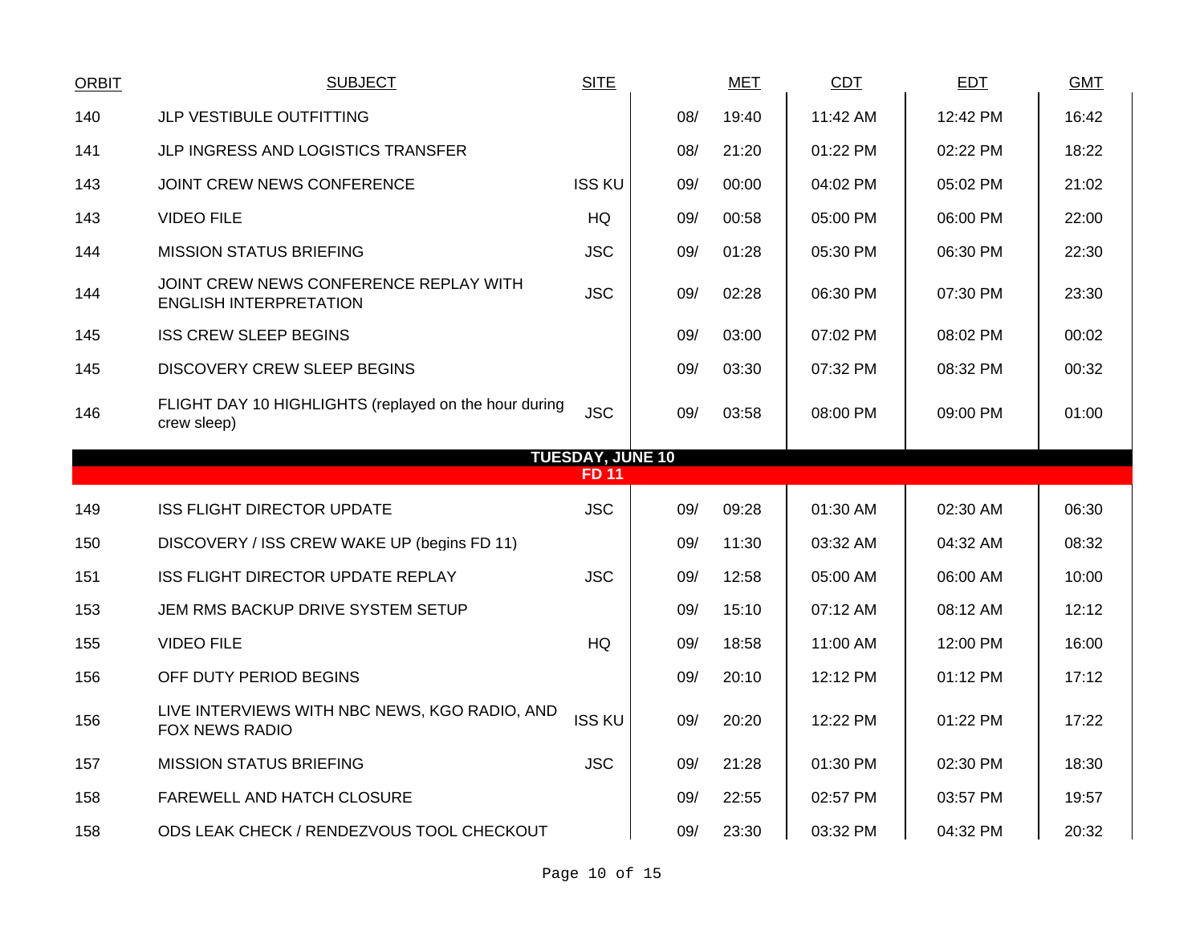| ORBIT | SUBJECT | SITE | MET | | CDT | EDT | GMT |
|---|---|---|---|---|---|---|---|
| 140 | JLP VESTIBULE OUTFITTING | | 08/ | 19:40 | 11:42 AM | 12:42 PM | 16:42 |
| 141 | JLP INGRESS AND LOGISTICS TRANSFER | | 08/ | 21:20 | 01:22 PM | 02:22 PM | 18:22 |
| 143 | JOINT CREW NEWS CONFERENCE | ISS KU | 09/ | 00:00 | 04:02 PM | 05:02 PM | 21:02 |
| 143 | VIDEO FILE | HQ | 09/ | 00:58 | 05:00 PM | 06:00 PM | 22:00 |
| 144 | MISSION STATUS BRIEFING | JSC | 09/ | 01:28 | 05:30 PM | 06:30 PM | 22:30 |
| 144 | JOINT CREW NEWS CONFERENCE REPLAY WITH ENGLISH INTERPRETATION | JSC | 09/ | 02:28 | 06:30 PM | 07:30 PM | 23:30 |
| 145 | ISS CREW SLEEP BEGINS | | 09/ | 03:00 | 07:02 PM | 08:02 PM | 00:02 |
| 145 | DISCOVERY CREW SLEEP BEGINS | | 09/ | 03:30 | 07:32 PM | 08:32 PM | 00:32 |
| 146 | FLIGHT DAY 10 HIGHLIGHTS (replayed on the hour during crew sleep) | JSC | 09/ | 03:58 | 08:00 PM | 09:00 PM | 01:00 |
| | **TUESDAY, JUNE 10** | | | | | | |
| | **FD 11** | | | | | | |
| 149 | ISS FLIGHT DIRECTOR UPDATE | JSC | 09/ | 09:28 | 01:30 AM | 02:30 AM | 06:30 |
| 150 | DISCOVERY / ISS CREW WAKE UP (begins FD 11) | | 09/ | 11:30 | 03:32 AM | 04:32 AM | 08:32 |
| 151 | ISS FLIGHT DIRECTOR UPDATE REPLAY | JSC | 09/ | 12:58 | 05:00 AM | 06:00 AM | 10:00 |
| 153 | JEM RMS BACKUP DRIVE SYSTEM SETUP | | 09/ | 15:10 | 07:12 AM | 08:12 AM | 12:12 |
| 155 | VIDEO FILE | HQ | 09/ | 18:58 | 11:00 AM | 12:00 PM | 16:00 |
| 156 | OFF DUTY PERIOD BEGINS | | 09/ | 20:10 | 12:12 PM | 01:12 PM | 17:12 |
| 156 | LIVE INTERVIEWS WITH NBC NEWS, KGO RADIO, AND FOX NEWS RADIO | ISS KU | 09/ | 20:20 | 12:22 PM | 01:22 PM | 17:22 |
| 157 | MISSION STATUS BRIEFING | JSC | 09/ | 21:28 | 01:30 PM | 02:30 PM | 18:30 |
| 158 | FAREWELL AND HATCH CLOSURE | | 09/ | 22:55 | 02:57 PM | 03:57 PM | 19:57 |
| 158 | ODS LEAK CHECK / RENDEZVOUS TOOL CHECKOUT | | 09/ | 23:30 | 03:32 PM | 04:32 PM | 20:32 |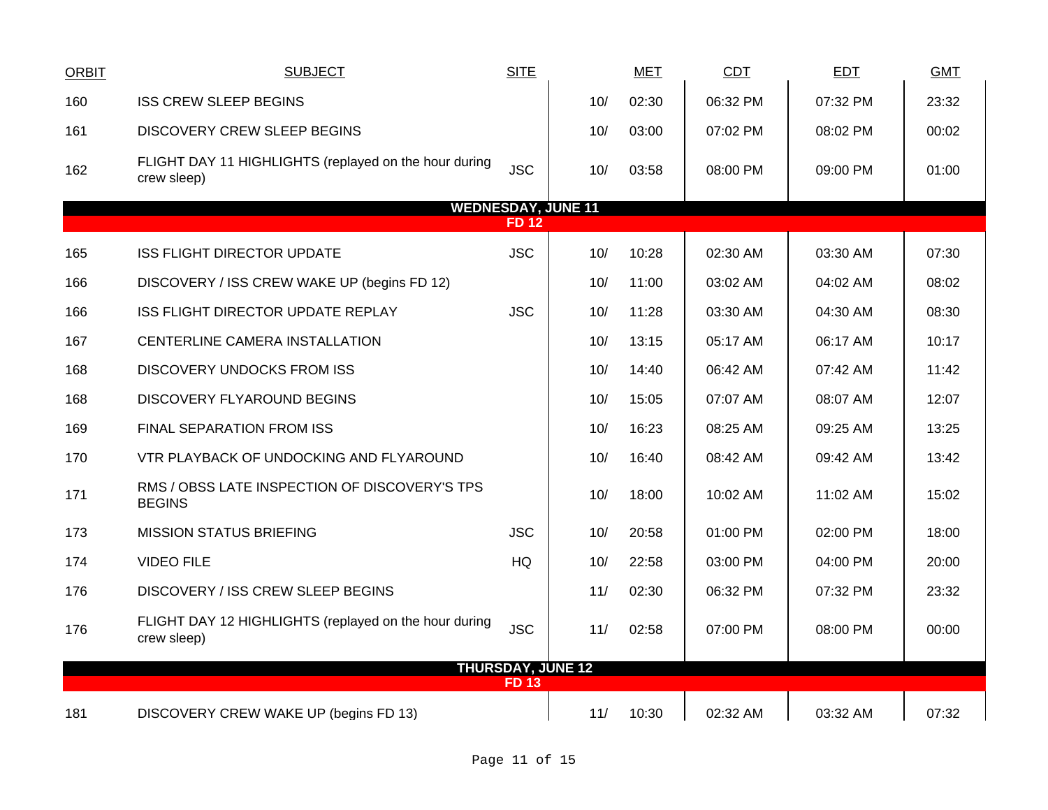| ORBIT | SUBJECT | SITE | MET | | CDT | EDT | GMT |
|---|---|---|---|---|---|---|---|
| 160 | ISS CREW SLEEP BEGINS | | 10/ | 02:30 | 06:32 PM | 07:32 PM | 23:32 |
| 161 | DISCOVERY CREW SLEEP BEGINS | | 10/ | 03:00 | 07:02 PM | 08:02 PM | 00:02 |
| 162 | FLIGHT DAY 11 HIGHLIGHTS (replayed on the hour during crew sleep) | JSC | 10/ | 03:58 | 08:00 PM | 09:00 PM | 01:00 |
| | **WEDNESDAY, JUNE 11** | | | | | | |
| | **FD 12** | | | | | | |
| 165 | ISS FLIGHT DIRECTOR UPDATE | JSC | 10/ | 10:28 | 02:30 AM | 03:30 AM | 07:30 |
| 166 | DISCOVERY / ISS CREW WAKE UP (begins FD 12) | | 10/ | 11:00 | 03:02 AM | 04:02 AM | 08:02 |
| 166 | ISS FLIGHT DIRECTOR UPDATE REPLAY | JSC | 10/ | 11:28 | 03:30 AM | 04:30 AM | 08:30 |
| 167 | CENTERLINE CAMERA INSTALLATION | | 10/ | 13:15 | 05:17 AM | 06:17 AM | 10:17 |
| 168 | DISCOVERY UNDOCKS FROM ISS | | 10/ | 14:40 | 06:42 AM | 07:42 AM | 11:42 |
| 168 | DISCOVERY FLYAROUND BEGINS | | 10/ | 15:05 | 07:07 AM | 08:07 AM | 12:07 |
| 169 | FINAL SEPARATION FROM ISS | | 10/ | 16:23 | 08:25 AM | 09:25 AM | 13:25 |
| 170 | VTR PLAYBACK OF UNDOCKING AND FLYAROUND | | 10/ | 16:40 | 08:42 AM | 09:42 AM | 13:42 |
| 171 | RMS / OBSS LATE INSPECTION OF DISCOVERY'S TPS BEGINS | | 10/ | 18:00 | 10:02 AM | 11:02 AM | 15:02 |
| 173 | MISSION STATUS BRIEFING | JSC | 10/ | 20:58 | 01:00 PM | 02:00 PM | 18:00 |
| 174 | VIDEO FILE | HQ | 10/ | 22:58 | 03:00 PM | 04:00 PM | 20:00 |
| 176 | DISCOVERY / ISS CREW SLEEP BEGINS | | 11/ | 02:30 | 06:32 PM | 07:32 PM | 23:32 |
| 176 | FLIGHT DAY 12 HIGHLIGHTS (replayed on the hour during crew sleep) | JSC | 11/ | 02:58 | 07:00 PM | 08:00 PM | 00:00 |
| | **THURSDAY, JUNE 12** | | | | | | |
| | **FD 13** | | | | | | |
| 181 | DISCOVERY CREW WAKE UP (begins FD 13) | | 11/ | 10:30 | 02:32 AM | 03:32 AM | 07:32 |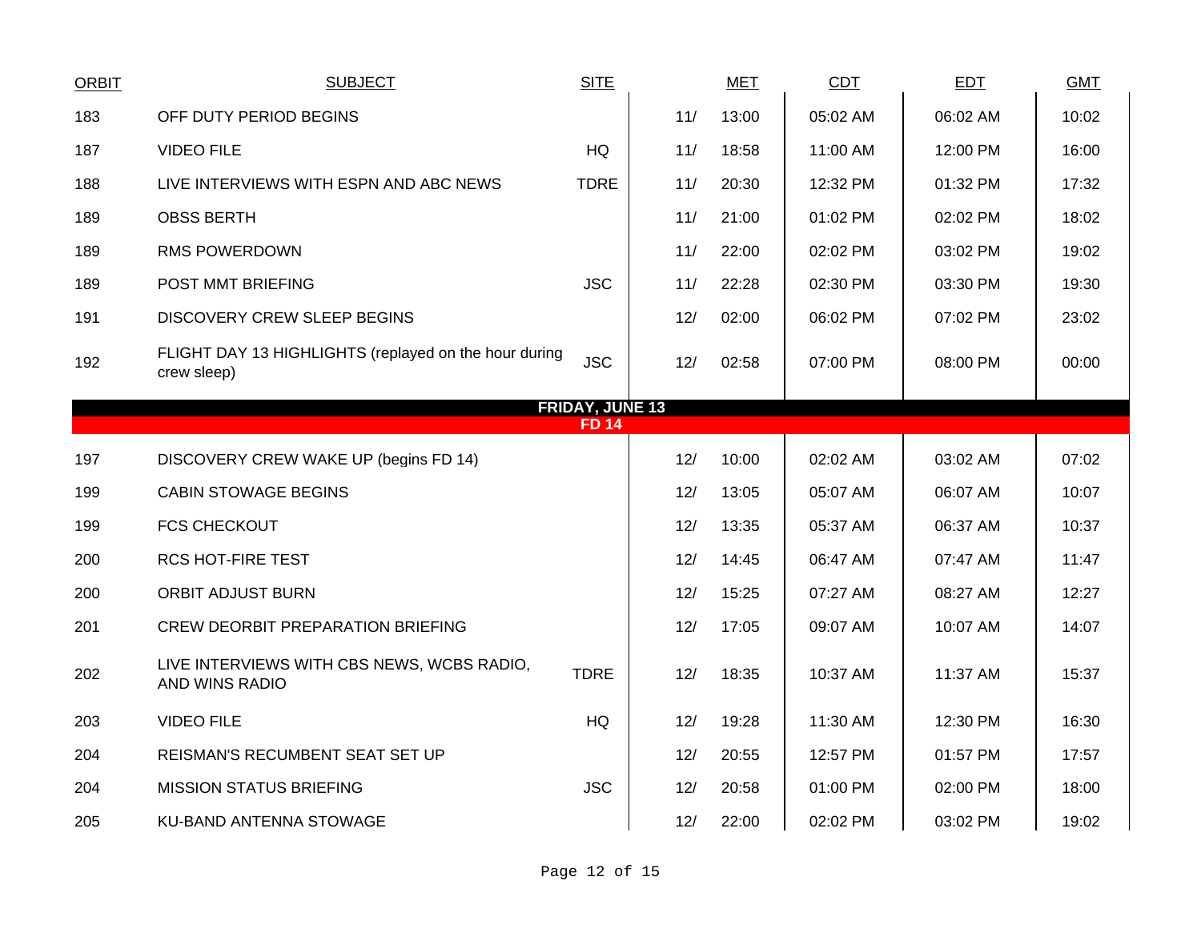| ORBIT | SUBJECT | SITE | | MET | CDT | EDT | GMT |
|---|---|---|---|---|---|---|---|
| 183 | OFF DUTY PERIOD BEGINS | | 11/ | 13:00 | 05:02 AM | 06:02 AM | 10:02 |
| 187 | VIDEO FILE | HQ | 11/ | 18:58 | 11:00 AM | 12:00 PM | 16:00 |
| 188 | LIVE INTERVIEWS WITH ESPN AND ABC NEWS | TDRE | 11/ | 20:30 | 12:32 PM | 01:32 PM | 17:32 |
| 189 | OBSS BERTH | | 11/ | 21:00 | 01:02 PM | 02:02 PM | 18:02 |
| 189 | RMS POWERDOWN | | 11/ | 22:00 | 02:02 PM | 03:02 PM | 19:02 |
| 189 | POST MMT BRIEFING | JSC | 11/ | 22:28 | 02:30 PM | 03:30 PM | 19:30 |
| 191 | DISCOVERY CREW SLEEP BEGINS | | 12/ | 02:00 | 06:02 PM | 07:02 PM | 23:02 |
| 192 | FLIGHT DAY 13 HIGHLIGHTS (replayed on the hour during crew sleep) | JSC | 12/ | 02:58 | 07:00 PM | 08:00 PM | 00:00 |
| | **FRIDAY, JUNE 13** | | | | | | |
| | **FD 14** | | | | | | |
| 197 | DISCOVERY CREW WAKE UP (begins FD 14) | | 12/ | 10:00 | 02:02 AM | 03:02 AM | 07:02 |
| 199 | CABIN STOWAGE BEGINS | | 12/ | 13:05 | 05:07 AM | 06:07 AM | 10:07 |
| 199 | FCS CHECKOUT | | 12/ | 13:35 | 05:37 AM | 06:37 AM | 10:37 |
| 200 | RCS HOT-FIRE TEST | | 12/ | 14:45 | 06:47 AM | 07:47 AM | 11:47 |
| 200 | ORBIT ADJUST BURN | | 12/ | 15:25 | 07:27 AM | 08:27 AM | 12:27 |
| 201 | CREW DEORBIT PREPARATION BRIEFING | | 12/ | 17:05 | 09:07 AM | 10:07 AM | 14:07 |
| 202 | LIVE INTERVIEWS WITH CBS NEWS, WCBS RADIO, AND WINS RADIO | TDRE | 12/ | 18:35 | 10:37 AM | 11:37 AM | 15:37 |
| 203 | VIDEO FILE | HQ | 12/ | 19:28 | 11:30 AM | 12:30 PM | 16:30 |
| 204 | REISMAN'S RECUMBENT SEAT SET UP | | 12/ | 20:55 | 12:57 PM | 01:57 PM | 17:57 |
| 204 | MISSION STATUS BRIEFING | JSC | 12/ | 20:58 | 01:00 PM | 02:00 PM | 18:00 |
| 205 | KU-BAND ANTENNA STOWAGE | | 12/ | 22:00 | 02:02 PM | 03:02 PM | 19:02 |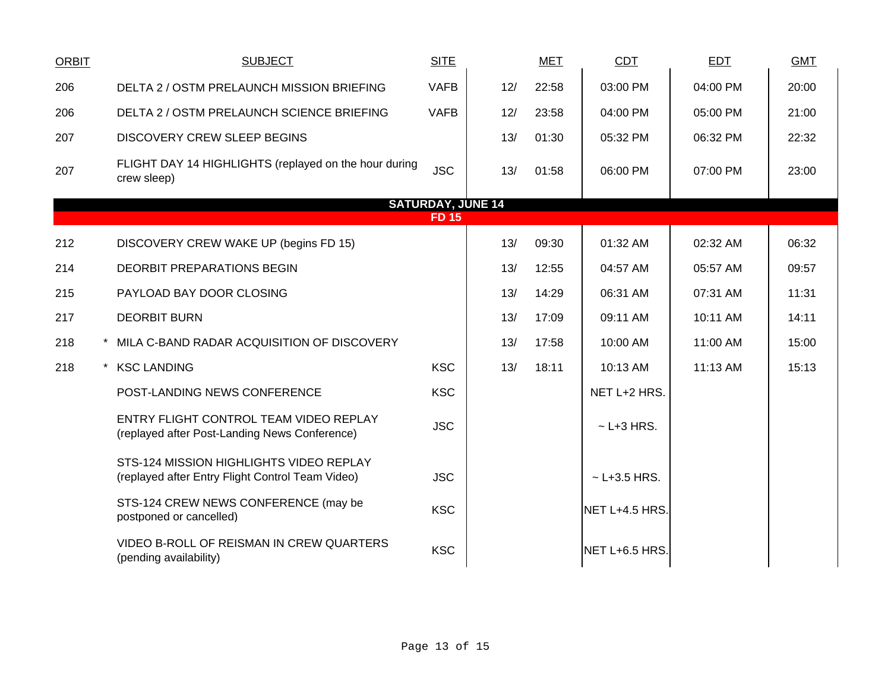| ORBIT | | SUBJECT | SITE | | MET | CDT | EDT | GMT |
|---|---|---|---|---|---|---|---|---|
| 206 | | DELTA 2 / OSTM PRELAUNCH MISSION BRIEFING | VAFB | 12/ | 22:58 | 03:00 PM | 04:00 PM | 20:00 |
| 206 | | DELTA 2 / OSTM PRELAUNCH SCIENCE BRIEFING | VAFB | 12/ | 23:58 | 04:00 PM | 05:00 PM | 21:00 |
| 207 | | DISCOVERY CREW SLEEP BEGINS | | 13/ | 01:30 | 05:32 PM | 06:32 PM | 22:32 |
| 207 | | FLIGHT DAY 14 HIGHLIGHTS (replayed on the hour during crew sleep) | JSC | 13/ | 01:58 | 06:00 PM | 07:00 PM | 23:00 |
| | | **SATURDAY, JUNE 14** | | | | | | |
| | | **FD 15** | | | | | | |
| 212 | | DISCOVERY CREW WAKE UP (begins FD 15) | | 13/ | 09:30 | 01:32 AM | 02:32 AM | 06:32 |
| 214 | | DEORBIT PREPARATIONS BEGIN | | 13/ | 12:55 | 04:57 AM | 05:57 AM | 09:57 |
| 215 | | PAYLOAD BAY DOOR CLOSING | | 13/ | 14:29 | 06:31 AM | 07:31 AM | 11:31 |
| 217 | | DEORBIT BURN | | 13/ | 17:09 | 09:11 AM | 10:11 AM | 14:11 |
| 218 | * | MILA C-BAND RADAR ACQUISITION OF DISCOVERY | | 13/ | 17:58 | 10:00 AM | 11:00 AM | 15:00 |
| 218 | * | KSC LANDING | KSC | 13/ | 18:11 | 10:13 AM | 11:13 AM | 15:13 |
| | | POST-LANDING NEWS CONFERENCE | KSC | | | NET L+2 HRS. | | |
| | | ENTRY FLIGHT CONTROL TEAM VIDEO REPLAY (replayed after Post-Landing News Conference) | JSC | | | ~ L+3 HRS. | | |
| | | STS-124 MISSION HIGHLIGHTS VIDEO REPLAY (replayed after Entry Flight Control Team Video) | JSC | | | ~ L+3.5 HRS. | | |
| | | STS-124 CREW NEWS CONFERENCE (may be postponed or cancelled) | KSC | | | NET L+4.5 HRS. | | |
| | | VIDEO B-ROLL OF REISMAN IN CREW QUARTERS (pending availability) | KSC | | | NET L+6.5 HRS. | | |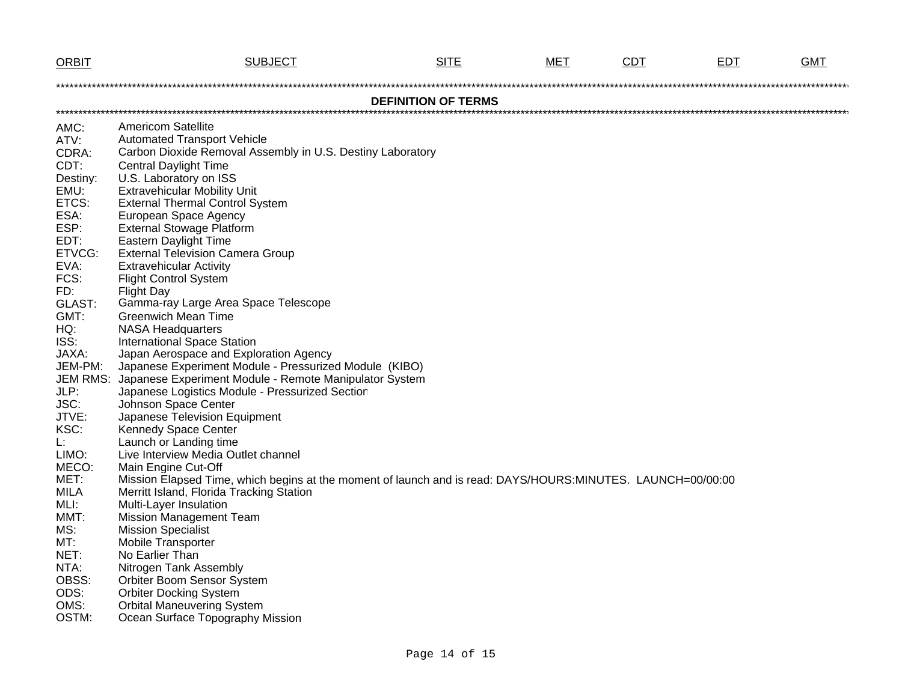| ORBIT | SUBJECT | SITE | MET | CDT | EDT | GMT |
|---|---|---|---|---|---|---|

## DEFINITION OF TERMS

AMC: Americom Satellite
ATV: Automated Transport Vehicle
CDRA: Carbon Dioxide Removal Assembly in U.S. Destiny Laboratory
CDT: Central Daylight Time
Destiny: U.S. Laboratory on ISS
EMU: Extravehicular Mobility Unit
ETCS: External Thermal Control System
ESA: European Space Agency
ESP: External Stowage Platform
EDT: Eastern Daylight Time
ETVCG: External Television Camera Group
EVA: Extravehicular Activity
FCS: Flight Control System
FD: Flight Day
GLAST: Gamma-ray Large Area Space Telescope
GMT: Greenwich Mean Time
HQ: NASA Headquarters
ISS: International Space Station
JAXA: Japan Aerospace and Exploration Agency
JEM-PM: Japanese Experiment Module - Pressurized Module (KIBO)
JEM RMS: Japanese Experiment Module - Remote Manipulator System
JLP: Japanese Logistics Module - Pressurized Section
JSC: Johnson Space Center
JTVE: Japanese Television Equipment
KSC: Kennedy Space Center
L: Launch or Landing time
LIMO: Live Interview Media Outlet channel
MECO: Main Engine Cut-Off
MET: Mission Elapsed Time, which begins at the moment of launch and is read: DAYS/HOURS:MINUTES. LAUNCH=00/00:00
MILA Merritt Island, Florida Tracking Station
MLI: Multi-Layer Insulation
MMT: Mission Management Team
MS: Mission Specialist
MT: Mobile Transporter
NET: No Earlier Than
NTA: Nitrogen Tank Assembly
OBSS: Orbiter Boom Sensor System
ODS: Orbiter Docking System
OMS: Orbital Maneuvering System
OSTM: Ocean Surface Topography Mission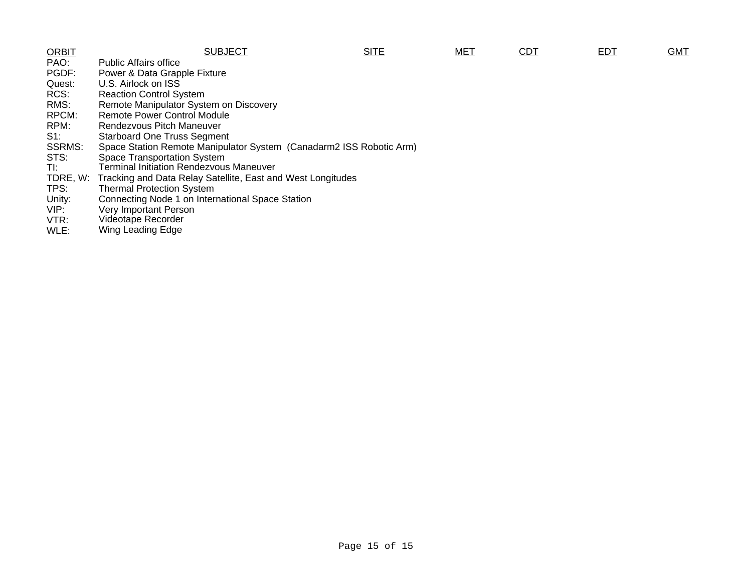| ORBIT | SUBJECT | SITE | MET | CDT | EDT | GMT |
|---|---|---|---|---|---|---|

PAO: Public Affairs office
PGDF: Power & Data Grapple Fixture
Quest: U.S. Airlock on ISS
RCS: Reaction Control System
RMS: Remote Manipulator System on Discovery
RPCM: Remote Power Control Module
RPM: Rendezvous Pitch Maneuver
S1: Starboard One Truss Segment
SSRMS: Space Station Remote Manipulator System (Canadarm2 ISS Robotic Arm)
STS: Space Transportation System
TI: Terminal Initiation Rendezvous Maneuver
TDRE, W: Tracking and Data Relay Satellite, East and West Longitudes
TPS: Thermal Protection System
Unity: Connecting Node 1 on International Space Station
VIP: Very Important Person
VTR: Videotape Recorder
WLE: Wing Leading Edge